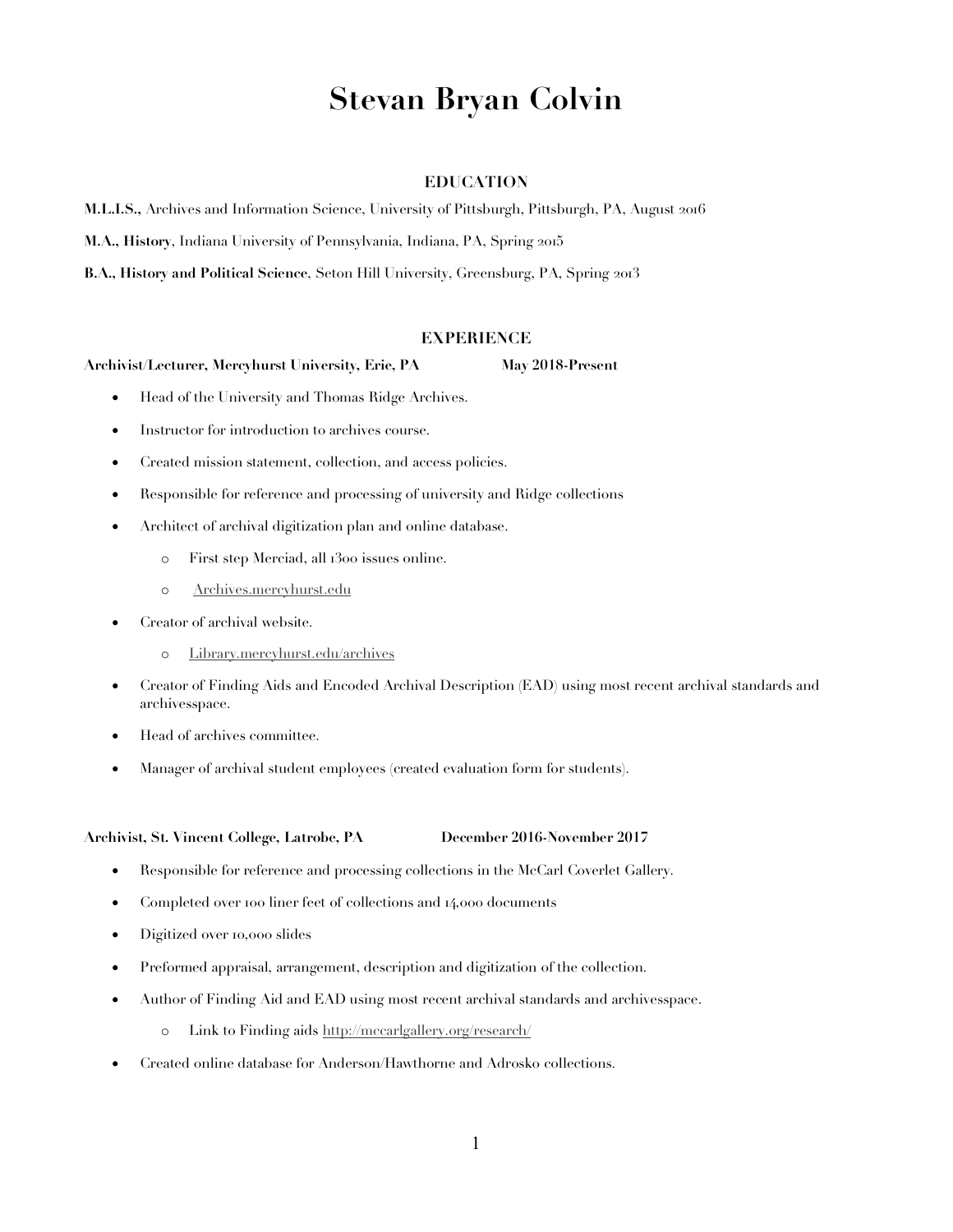# Stevan Bryan Colvin

## EDUCATION

**M.L.I.S.,** Archives and Information Science, University of Pittsburgh, Pittsburgh, PA, August 2016

**M.A., History**, Indiana University of Pennsylvania, Indiana, PA, Spring 2015

**B.A., History and Political Science**, Seton Hill University, Greensburg, PA, Spring 2013

## EXPERIENCE

**Archivist/Lecturer, Mercyhurst University, Erie, PA** **May 2018-Present**

- Head of the University and Thomas Ridge Archives.
- Instructor for introduction to archives course.
- Created mission statement, collection, and access policies.
- Responsible for reference and processing of university and Ridge collections
- Architect of archival digitization plan and online database.
  - First step Merciad, all 1300 issues online.
  - Archives.mercyhurst.edu
- Creator of archival website.
  - Library.mercyhurst.edu/archives
- Creator of Finding Aids and Encoded Archival Description (EAD) using most recent archival standards and archivesspace.
- Head of archives committee.
- Manager of archival student employees (created evaluation form for students).

**Archivist, St. Vincent College, Latrobe, PA** **December 2016-November 2017**

- Responsible for reference and processing collections in the McCarl Coverlet Gallery.
- Completed over 100 liner feet of collections and 14,000 documents
- Digitized over 10,000 slides
- Preformed appraisal, arrangement, description and digitization of the collection.
- Author of Finding Aid and EAD using most recent archival standards and archivesspace.
  - Link to Finding aids http://mccarlgallery.org/research/
- Created online database for Anderson/Hawthorne and Adrosko collections.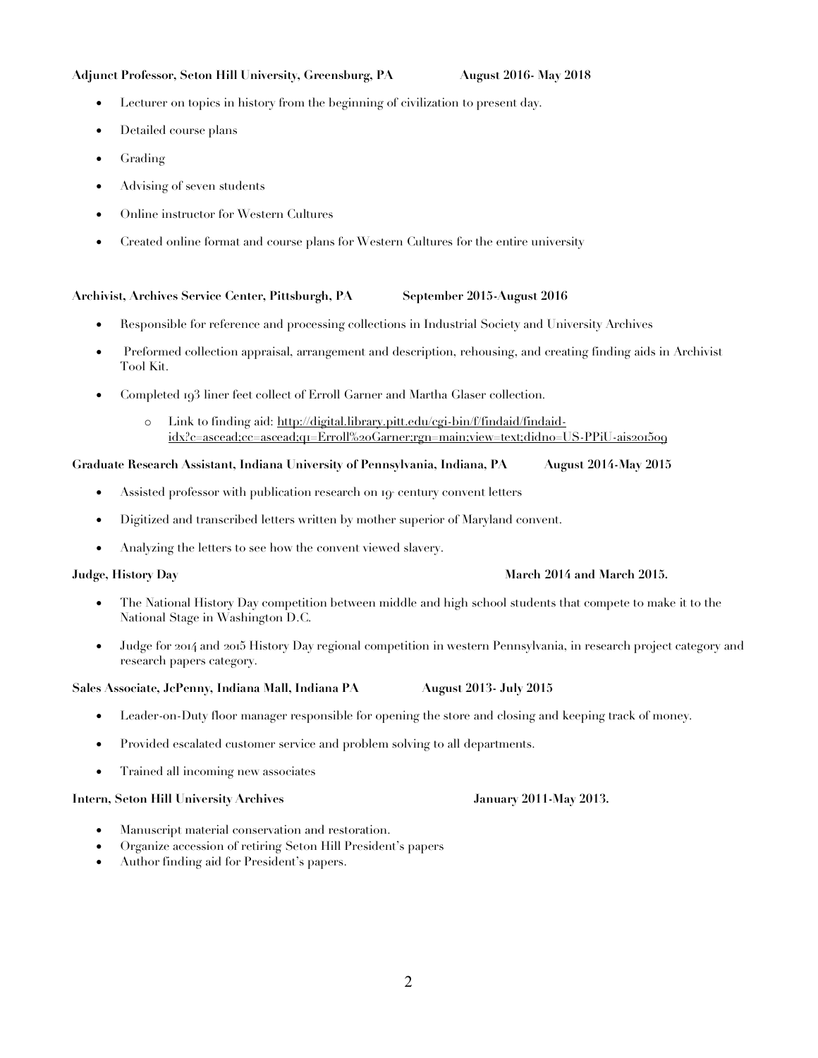**Adjunct Professor, Seton Hill University, Greensburg, PA August 2016- May 2018**

- Lecturer on topics in history from the beginning of civilization to present day.
- Detailed course plans
- Grading
- Advising of seven students
- Online instructor for Western Cultures
- Created online format and course plans for Western Cultures for the entire university

**Archivist, Archives Service Center, Pittsburgh, PA September 2015-August 2016**

- Responsible for reference and processing collections in Industrial Society and University Archives
- Preformed collection appraisal, arrangement and description, rehousing, and creating finding aids in Archivist Tool Kit.
- Completed 193 liner feet collect of Erroll Garner and Martha Glaser collection.
  - Link to finding aid: http://digital.library.pitt.edu/cgi-bin/f/findaid/findaid-idx?c=ascead;cc=ascead;q1=Erroll%20Garner;rgn=main;view=text;didno=US-PPiU-ais201509

**Graduate Research Assistant, Indiana University of Pennsylvania, Indiana, PA August 2014-May 2015**

- Assisted professor with publication research on 19th century convent letters
- Digitized and transcribed letters written by mother superior of Maryland convent.
- Analyzing the letters to see how the convent viewed slavery.

**Judge, History Day March 2014 and March 2015.**

- The National History Day competition between middle and high school students that compete to make it to the National Stage in Washington D.C.
- Judge for 2014 and 2015 History Day regional competition in western Pennsylvania, in research project category and research papers category.

**Sales Associate, JcPenny, Indiana Mall, Indiana PA August 2013- July 2015**

- Leader-on-Duty floor manager responsible for opening the store and closing and keeping track of money.
- Provided escalated customer service and problem solving to all departments.
- Trained all incoming new associates

**Intern, Seton Hill University Archives January 2011-May 2013.**

- Manuscript material conservation and restoration.
- Organize accession of retiring Seton Hill President's papers
- Author finding aid for President's papers.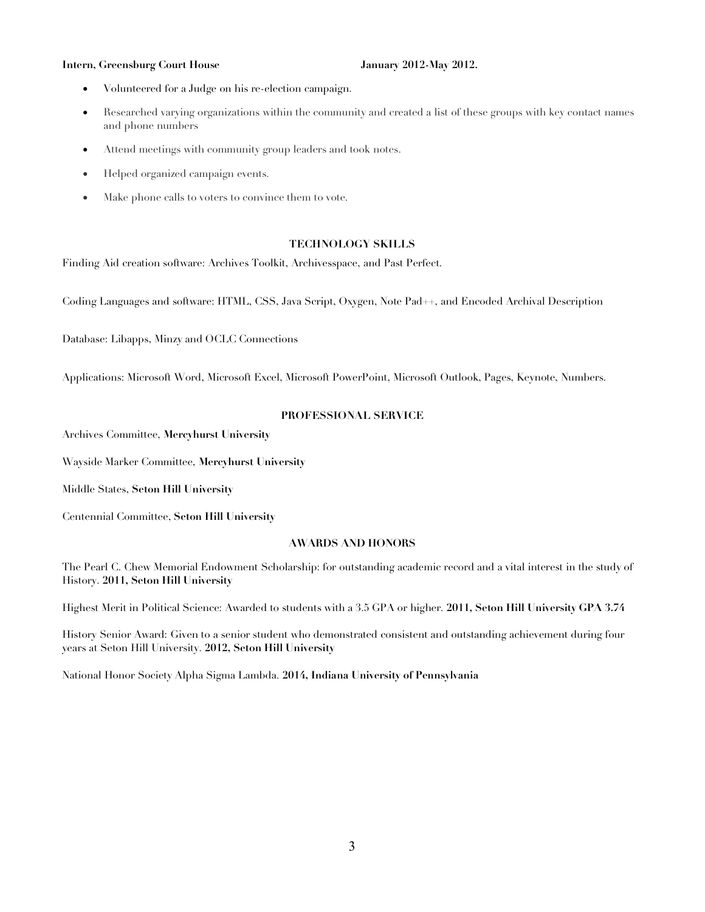**Intern, Greensburg Court House** **January 2012-May 2012.**

- Volunteered for a Judge on his re-election campaign.
- Researched varying organizations within the community and created a list of these groups with key contact names and phone numbers
- Attend meetings with community group leaders and took notes.
- Helped organized campaign events.
- Make phone calls to voters to convince them to vote.

## TECHNOLOGY SKILLS

Finding Aid creation software: Archives Toolkit, Archivesspace, and Past Perfect.

Coding Languages and software: HTML, CSS, Java Script, Oxygen, Note Pad++, and Encoded Archival Description

Database: Libapps, Minzy and OCLC Connections

Applications: Microsoft Word, Microsoft Excel, Microsoft PowerPoint, Microsoft Outlook, Pages, Keynote, Numbers.

## PROFESSIONAL SERVICE

Archives Committee, **Mercyhurst University**

Wayside Marker Committee, **Mercyhurst University**

Middle States, **Seton Hill University**

Centennial Committee, **Seton Hill University**

## AWARDS AND HONORS

The Pearl C. Chew Memorial Endowment Scholarship: for outstanding academic record and a vital interest in the study of History. **2011, Seton Hill University**

Highest Merit in Political Science: Awarded to students with a 3.5 GPA or higher. **2011, Seton Hill University GPA 3.74**

History Senior Award: Given to a senior student who demonstrated consistent and outstanding achievement during four years at Seton Hill University. **2012, Seton Hill University**

National Honor Society Alpha Sigma Lambda. **2014, Indiana University of Pennsylvania**